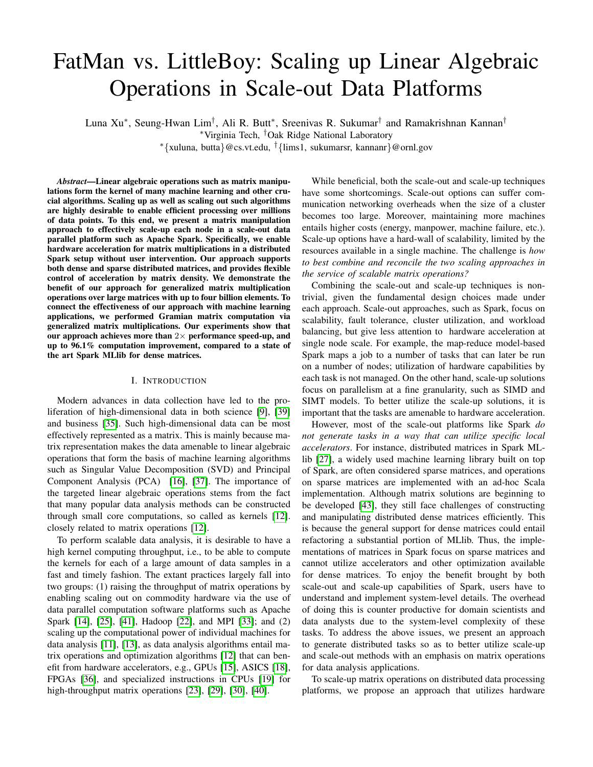# FatMan vs. LittleBoy: Scaling up Linear Algebraic Operations in Scale-out Data Platforms

Luna Xu[*], Seung-Hwan Lim[†], Ali R. Butt[*], Sreenivas R. Sukumar[†] and Ramakrishnan Kannan[†]

[*]Virginia Tech, [†]Oak Ridge National Laboratory

[*]{xuluna, butta}@cs.vt.edu, [†]{lims1, sukumarsr, kannanr}@ornl.gov

***Abstract*—Linear algebraic operations such as matrix manipulations form the kernel of many machine learning and other crucial algorithms. Scaling up as well as scaling out such algorithms are highly desirable to enable efficient processing over millions of data points. To this end, we present a matrix manipulation approach to effectively scale-up each node in a scale-out data parallel platform such as Apache Spark. Specifically, we enable hardware acceleration for matrix multiplications in a distributed Spark setup without user intervention. Our approach supports both dense and sparse distributed matrices, and provides flexible control of acceleration by matrix density. We demonstrate the benefit of our approach for generalized matrix multiplication operations over large matrices with up to four billion elements. To connect the effectiveness of our approach with machine learning applications, we performed Gramian matrix computation via generalized matrix multiplications. Our experiments show that our approach achieves more than 2× performance speed-up, and up to 96.1% computation improvement, compared to a state of the art Spark MLlib for dense matrices.**

## I. Introduction

Modern advances in data collection have led to the proliferation of high-dimensional data in both science [9], [39] and business [35]. Such high-dimensional data can be most effectively represented as a matrix. This is mainly because matrix representation makes the data amenable to linear algebraic operations that form the basis of machine learning algorithms such as Singular Value Decomposition (SVD) and Principal Component Analysis (PCA) [16], [37]. The importance of the targeted linear algebraic operations stems from the fact that many popular data analysis algorithms can be constructed through small core computations, so called as kernels [12]. closely related to matrix operations [12].

To perform scalable data analysis, it is desirable to have a high kernel computing throughput, i.e., to be able to compute the kernels for each of a large amount of data samples in a fast and timely fashion. The extant practices largely fall into two groups: (1) raising the throughput of matrix operations by enabling scaling out on commodity hardware via the use of data parallel computation software platforms such as Apache Spark [14], [25], [41], Hadoop [22], and MPI [33]; and (2) scaling up the computational power of individual machines for data analysis [11], [13], as data analysis algorithms entail matrix operations and optimization algorithms [12] that can benefit from hardware accelerators, e.g., GPUs [15], ASICS [18], FPGAs [36], and specialized instructions in CPUs [19] for high-throughput matrix operations [23], [29], [30], [40].

While beneficial, both the scale-out and scale-up techniques have some shortcomings. Scale-out options can suffer communication networking overheads when the size of a cluster becomes too large. Moreover, maintaining more machines entails higher costs (energy, manpower, machine failure, etc.). Scale-up options have a hard-wall of scalability, limited by the resources available in a single machine. The challenge is *how to best combine and reconcile the two scaling approaches in the service of scalable matrix operations?*

Combining the scale-out and scale-up techniques is non-trivial, given the fundamental design choices made under each approach. Scale-out approaches, such as Spark, focus on scalability, fault tolerance, cluster utilization, and workload balancing, but give less attention to hardware acceleration at single node scale. For example, the map-reduce model-based Spark maps a job to a number of tasks that can later be run on a number of nodes; utilization of hardware capabilities by each task is not managed. On the other hand, scale-up solutions focus on parallelism at a fine granularity, such as SIMD and SIMT models. To better utilize the scale-up solutions, it is important that the tasks are amenable to hardware acceleration.

However, most of the scale-out platforms like Spark *do not generate tasks in a way that can utilize specific local accelerators*. For instance, distributed matrices in Spark MLlib [27], a widely used machine learning library built on top of Spark, are often considered sparse matrices, and operations on sparse matrices are implemented with an ad-hoc Scala implementation. Although matrix solutions are beginning to be developed [43], they still face challenges of constructing and manipulating distributed dense matrices efficiently. This is because the general support for dense matrices could entail refactoring a substantial portion of MLlib. Thus, the implementations of matrices in Spark focus on sparse matrices and cannot utilize accelerators and other optimization available for dense matrices. To enjoy the benefit brought by both scale-out and scale-up capabilities of Spark, users have to understand and implement system-level details. The overhead of doing this is counter productive for domain scientists and data analysts due to the system-level complexity of these tasks. To address the above issues, we present an approach to generate distributed tasks so as to better utilize scale-up and scale-out methods with an emphasis on matrix operations for data analysis applications.

To scale-up matrix operations on distributed data processing platforms, we propose an approach that utilizes hardware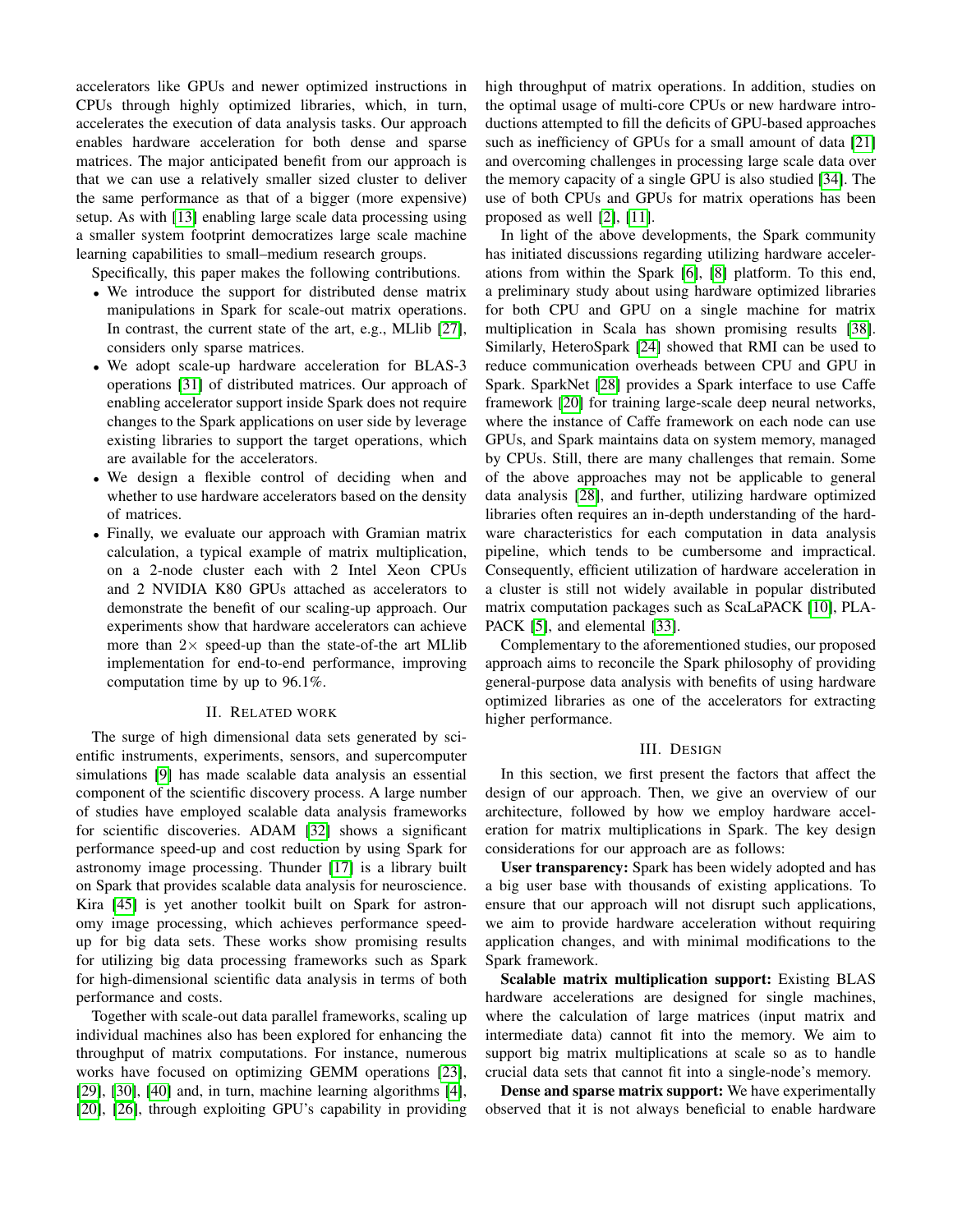accelerators like GPUs and newer optimized instructions in CPUs through highly optimized libraries, which, in turn, accelerates the execution of data analysis tasks. Our approach enables hardware acceleration for both dense and sparse matrices. The major anticipated benefit from our approach is that we can use a relatively smaller sized cluster to deliver the same performance as that of a bigger (more expensive) setup. As with [13] enabling large scale data processing using a smaller system footprint democratizes large scale machine learning capabilities to small–medium research groups.

Specifically, this paper makes the following contributions.

- We introduce the support for distributed dense matrix manipulations in Spark for scale-out matrix operations. In contrast, the current state of the art, e.g., MLlib [27], considers only sparse matrices.
- We adopt scale-up hardware acceleration for BLAS-3 operations [31] of distributed matrices. Our approach of enabling accelerator support inside Spark does not require changes to the Spark applications on user side by leverage existing libraries to support the target operations, which are available for the accelerators.
- We design a flexible control of deciding when and whether to use hardware accelerators based on the density of matrices.
- Finally, we evaluate our approach with Gramian matrix calculation, a typical example of matrix multiplication, on a 2-node cluster each with 2 Intel Xeon CPUs and 2 NVIDIA K80 GPUs attached as accelerators to demonstrate the benefit of our scaling-up approach. Our experiments show that hardware accelerators can achieve more than $2\times$ speed-up than the state-of-the art MLlib implementation for end-to-end performance, improving computation time by up to 96.1%.

## II. Related work

The surge of high dimensional data sets generated by scientific instruments, experiments, sensors, and supercomputer simulations [9] has made scalable data analysis an essential component of the scientific discovery process. A large number of studies have employed scalable data analysis frameworks for scientific discoveries. ADAM [32] shows a significant performance speed-up and cost reduction by using Spark for astronomy image processing. Thunder [17] is a library built on Spark that provides scalable data analysis for neuroscience. Kira [45] is yet another toolkit built on Spark for astronomy image processing, which achieves performance speed-up for big data sets. These works show promising results for utilizing big data processing frameworks such as Spark for high-dimensional scientific data analysis in terms of both performance and costs.

Together with scale-out data parallel frameworks, scaling up individual machines also has been explored for enhancing the throughput of matrix computations. For instance, numerous works have focused on optimizing GEMM operations [23], [29], [30], [40] and, in turn, machine learning algorithms [4], [20], [26], through exploiting GPU's capability in providing high throughput of matrix operations. In addition, studies on the optimal usage of multi-core CPUs or new hardware introductions attempted to fill the deficits of GPU-based approaches such as inefficiency of GPUs for a small amount of data [21] and overcoming challenges in processing large scale data over the memory capacity of a single GPU is also studied [34]. The use of both CPUs and GPUs for matrix operations has been proposed as well [2], [11].

In light of the above developments, the Spark community has initiated discussions regarding utilizing hardware accelerations from within the Spark [6], [8] platform. To this end, a preliminary study about using hardware optimized libraries for both CPU and GPU on a single machine for matrix multiplication in Scala has shown promising results [38]. Similarly, HeteroSpark [24] showed that RMI can be used to reduce communication overheads between CPU and GPU in Spark. SparkNet [28] provides a Spark interface to use Caffe framework [20] for training large-scale deep neural networks, where the instance of Caffe framework on each node can use GPUs, and Spark maintains data on system memory, managed by CPUs. Still, there are many challenges that remain. Some of the above approaches may not be applicable to general data analysis [28], and further, utilizing hardware optimized libraries often requires an in-depth understanding of the hardware characteristics for each computation in data analysis pipeline, which tends to be cumbersome and impractical. Consequently, efficient utilization of hardware acceleration in a cluster is still not widely available in popular distributed matrix computation packages such as ScaLaPACK [10], PLAPACK [5], and elemental [33].

Complementary to the aforementioned studies, our proposed approach aims to reconcile the Spark philosophy of providing general-purpose data analysis with benefits of using hardware optimized libraries as one of the accelerators for extracting higher performance.

## III. Design

In this section, we first present the factors that affect the design of our approach. Then, we give an overview of our architecture, followed by how we employ hardware acceleration for matrix multiplications in Spark. The key design considerations for our approach are as follows:

**User transparency:** Spark has been widely adopted and has a big user base with thousands of existing applications. To ensure that our approach will not disrupt such applications, we aim to provide hardware acceleration without requiring application changes, and with minimal modifications to the Spark framework.

**Scalable matrix multiplication support:** Existing BLAS hardware accelerations are designed for single machines, where the calculation of large matrices (input matrix and intermediate data) cannot fit into the memory. We aim to support big matrix multiplications at scale so as to handle crucial data sets that cannot fit into a single-node's memory.

**Dense and sparse matrix support:** We have experimentally observed that it is not always beneficial to enable hardware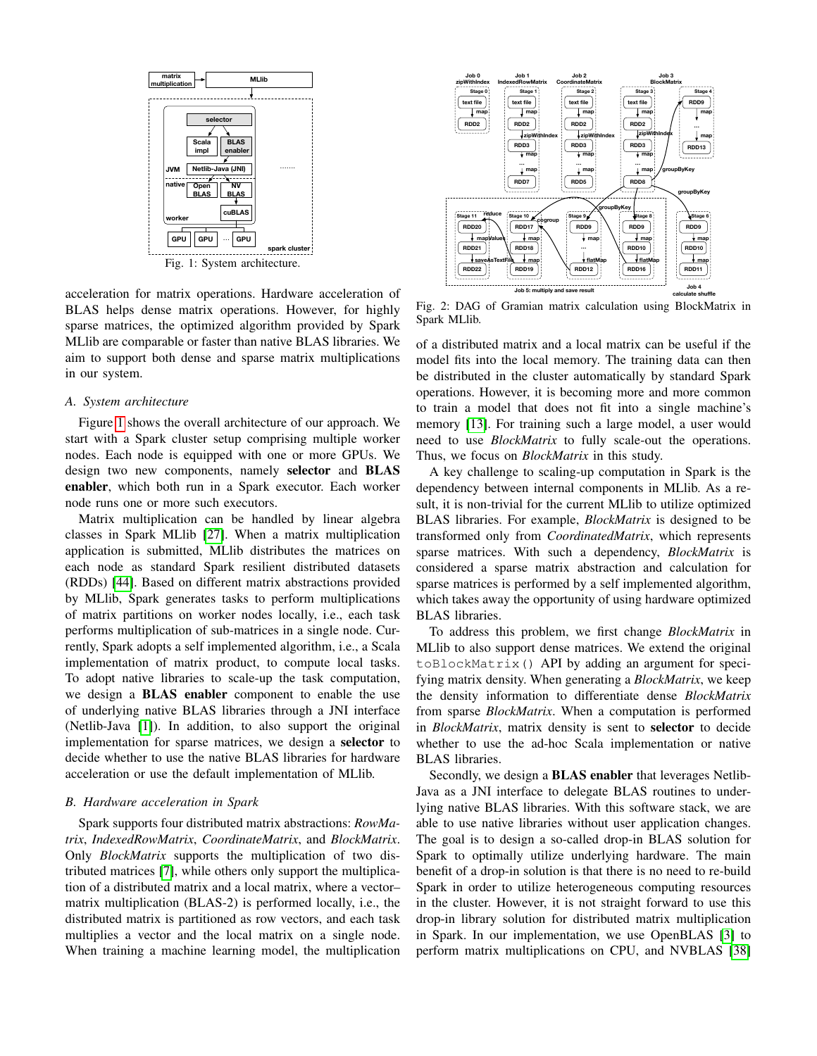matrix multiplication

MLlib

selector

Scala impl

BLAS enabler

JVM

Netlib-Java (JNI)

native

Open BLAS

NV BLAS

cuBLAS

worker

GPU

GPU

...

GPU

spark cluster

Fig. 1: System architecture.

acceleration for matrix operations. Hardware acceleration of BLAS helps dense matrix operations. However, for highly sparse matrices, the optimized algorithm provided by Spark MLlib are comparable or faster than native BLAS libraries. We aim to support both dense and sparse matrix multiplications in our system.

### *A. System architecture*

Figure 1 shows the overall architecture of our approach. We start with a Spark cluster setup comprising multiple worker nodes. Each node is equipped with one or more GPUs. We design two new components, namely **selector** and **BLAS enabler**, which both run in a Spark executor. Each worker node runs one or more such executors.

Matrix multiplication can be handled by linear algebra classes in Spark MLlib [27]. When a matrix multiplication application is submitted, MLlib distributes the matrices on each node as standard Spark resilient distributed datasets (RDDs) [44]. Based on different matrix abstractions provided by MLlib, Spark generates tasks to perform multiplications of matrix partitions on worker nodes locally, i.e., each task performs multiplication of sub-matrices in a single node. Currently, Spark adopts a self implemented algorithm, i.e., a Scala implementation of matrix product, to compute local tasks. To adopt native libraries to scale-up the task computation, we design a **BLAS enabler** component to enable the use of underlying native BLAS libraries through a JNI interface (Netlib-Java [1]). In addition, to also support the original implementation for sparse matrices, we design a **selector** to decide whether to use the native BLAS libraries for hardware acceleration or use the default implementation of MLlib.

### *B. Hardware acceleration in Spark*

Spark supports four distributed matrix abstractions: *RowMatrix*, *IndexedRowMatrix*, *CoordinateMatrix*, and *BlockMatrix*. Only *BlockMatrix* supports the multiplication of two distributed matrices [7], while others only support the multiplication of a distributed matrix and a local matrix, where a vector–matrix multiplication (BLAS-2) is performed locally, i.e., the distributed matrix is partitioned as row vectors, and each task multiplies a vector and the local matrix on a single node. When training a machine learning model, the multiplication of a distributed matrix and a local matrix can be useful if the model fits into the local memory. The training data can then be distributed in the cluster automatically by standard Spark operations. However, it is becoming more and more common to train a model that does not fit into a single machine's memory [13]. For training such a large model, a user would need to use *BlockMatrix* to fully scale-out the operations. Thus, we focus on *BlockMatrix* in this study.

Job 0 zipWithIndex

Job 1 IndexedRowMatrix

Job 2 CoordinateMatrix

Job 3 BlockMatrix

Stage 0: text file → map → RDD2

Stage 1: text file → map → RDD2 → zipWithIndex → RDD3 → map → ... → map → RDD7

Stage 2: text file → map → RDD2 → zipWithIndex → RDD3 → map → ... → map → RDD5

Stage 3: text file → map → RDD2 → zipWithIndex → RDD3 → map → ... → map → RDD8

Stage 4: RDD9 → map → ... → map → RDD13

groupByKey

groupByKey

groupByKey

Stage 11: RDD20 → mapValues → RDD21 → saveAsTextFile → RDD22

reduce

Stage 10: RDD17 → map → RDD18 → map → RDD19

cogroup

Stage 9: RDD9 → map → ... → flatMap → RDD12

Stage 8: RDD9 → map → RDD10 → flatMap → RDD16

Stage 6: RDD9 → map → RDD10 → map → RDD11

Job 5: multiply and save result

Job 4 calculate shuffle

Fig. 2: DAG of Gramian matrix calculation using BlockMatrix in Spark MLlib.

A key challenge to scaling-up computation in Spark is the dependency between internal components in MLlib. As a result, it is non-trivial for the current MLlib to utilize optimized BLAS libraries. For example, *BlockMatrix* is designed to be transformed only from *CoordinatedMatrix*, which represents sparse matrices. With such a dependency, *BlockMatrix* is considered a sparse matrix abstraction and calculation for sparse matrices is performed by a self implemented algorithm, which takes away the opportunity of using hardware optimized BLAS libraries.

To address this problem, we first change *BlockMatrix* in MLlib to also support dense matrices. We extend the original `toBlockMatrix()` API by adding an argument for specifying matrix density. When generating a *BlockMatrix*, we keep the density information to differentiate dense *BlockMatrix* from sparse *BlockMatrix*. When a computation is performed in *BlockMatrix*, matrix density is sent to **selector** to decide whether to use the ad-hoc Scala implementation or native BLAS libraries.

Secondly, we design a **BLAS enabler** that leverages Netlib-Java as a JNI interface to delegate BLAS routines to underlying native BLAS libraries. With this software stack, we are able to use native libraries without user application changes. The goal is to design a so-called drop-in BLAS solution for Spark to optimally utilize underlying hardware. The main benefit of a drop-in solution is that there is no need to re-build Spark in order to utilize heterogeneous computing resources in the cluster. However, it is not straight forward to use this drop-in library solution for distributed matrix multiplication in Spark. In our implementation, we use OpenBLAS [3] to perform matrix multiplications on CPU, and NVBLAS [38]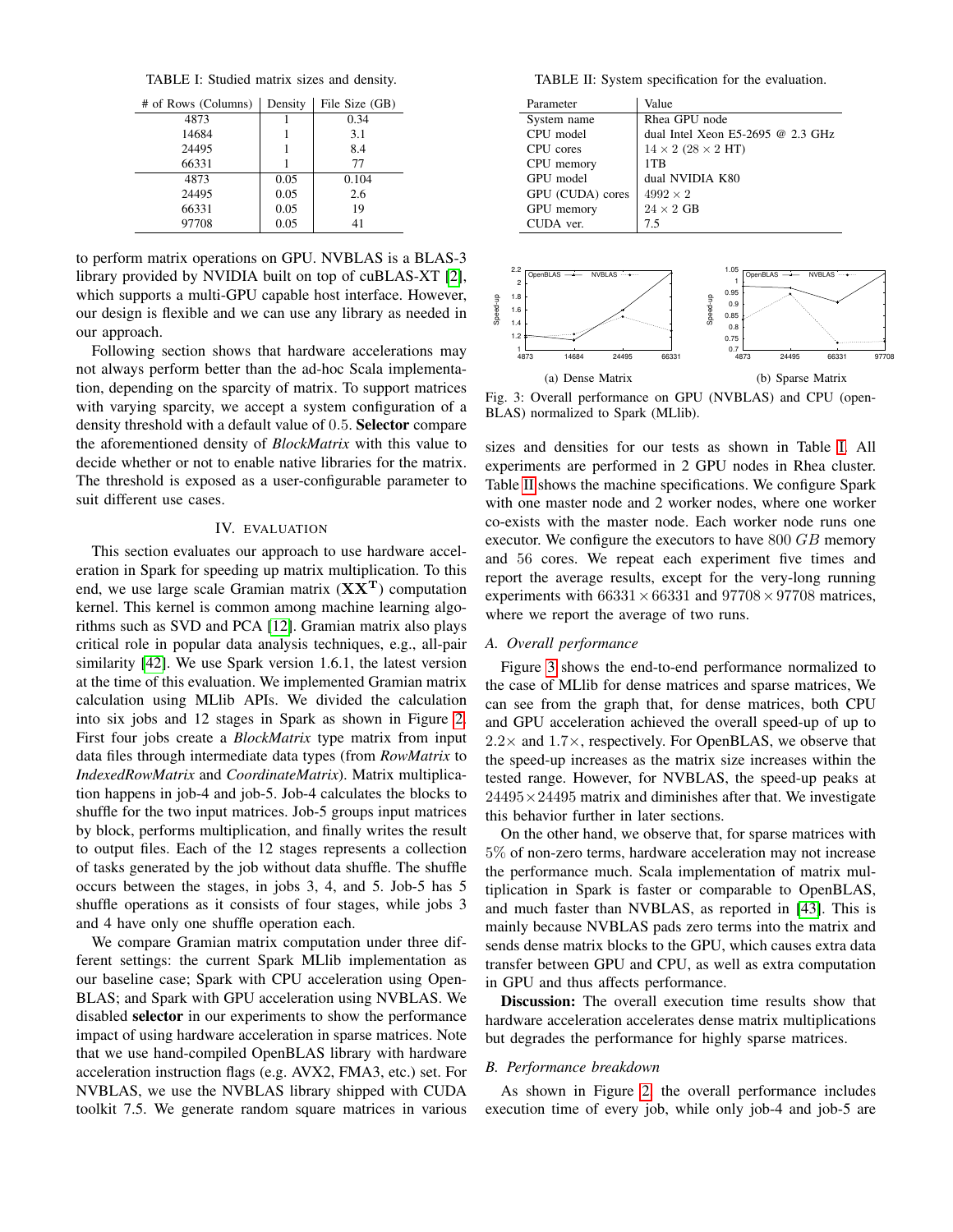TABLE I: Studied matrix sizes and density.

| # of Rows (Columns) | Density | File Size (GB) |
|---|---|---|
| 4873 | 1 | 0.34 |
| 14684 | 1 | 3.1 |
| 24495 | 1 | 8.4 |
| 66331 | 1 | 77 |
| 4873 | 0.05 | 0.104 |
| 24495 | 0.05 | 2.6 |
| 66331 | 0.05 | 19 |
| 97708 | 0.05 | 41 |

to perform matrix operations on GPU. NVBLAS is a BLAS-3 library provided by NVIDIA built on top of cuBLAS-XT [2], which supports a multi-GPU capable host interface. However, our design is flexible and we can use any library as needed in our approach.

Following section shows that hardware accelerations may not always perform better than the ad-hoc Scala implementation, depending on the sparcity of matrix. To support matrices with varying sparcity, we accept a system configuration of a density threshold with a default value of 0.5. **Selector** compare the aforementioned density of *BlockMatrix* with this value to decide whether or not to enable native libraries for the matrix. The threshold is exposed as a user-configurable parameter to suit different use cases.

## IV. Evaluation

This section evaluates our approach to use hardware acceleration in Spark for speeding up matrix multiplication. To this end, we use large scale Gramian matrix ($\mathbf{XX^T}$) computation kernel. This kernel is common among machine learning algorithms such as SVD and PCA [12]. Gramian matrix also plays critical role in popular data analysis techniques, e.g., all-pair similarity [42]. We use Spark version 1.6.1, the latest version at the time of this evaluation. We implemented Gramian matrix calculation using MLlib APIs. We divided the calculation into six jobs and 12 stages in Spark as shown in Figure 2. First four jobs create a *BlockMatrix* type matrix from input data files through intermediate data types (from *RowMatrix* to *IndexedRowMatrix* and *CoordinateMatrix*). Matrix multiplication happens in job-4 and job-5. Job-4 calculates the blocks to shuffle for the two input matrices. Job-5 groups input matrices by block, performs multiplication, and finally writes the result to output files. Each of the 12 stages represents a collection of tasks generated by the job without data shuffle. The shuffle occurs between the stages, in jobs 3, 4, and 5. Job-5 has 5 shuffle operations as it consists of four stages, while jobs 3 and 4 have only one shuffle operation each.

We compare Gramian matrix computation under three different settings: the current Spark MLlib implementation as our baseline case; Spark with CPU acceleration using OpenBLAS; and Spark with GPU acceleration using NVBLAS. We disabled **selector** in our experiments to show the performance impact of using hardware acceleration in sparse matrices. Note that we use hand-compiled OpenBLAS library with hardware acceleration instruction flags (e.g. AVX2, FMA3, etc.) set. For NVBLAS, we use the NVBLAS library shipped with CUDA toolkit 7.5. We generate random square matrices in various

TABLE II: System specification for the evaluation.

| Parameter | Value |
|---|---|
| System name | Rhea GPU node |
| CPU model | dual Intel Xeon E5-2695 @ 2.3 GHz |
| CPU cores | $14 \times 2$ ($28 \times 2$ HT) |
| CPU memory | 1TB |
| GPU model | dual NVIDIA K80 |
| GPU (CUDA) cores | $4992 \times 2$ |
| GPU memory | $24 \times 2$ GB |
| CUDA ver. | 7.5 |

(a) Dense Matrix

(b) Sparse Matrix

Fig. 3: Overall performance on GPU (NVBLAS) and CPU (openBLAS) normalized to Spark (MLlib).

sizes and densities for our tests as shown in Table I. All experiments are performed in 2 GPU nodes in Rhea cluster. Table II shows the machine specifications. We configure Spark with one master node and 2 worker nodes, where one worker co-exists with the master node. Each worker node runs one executor. We configure the executors to have $800\ GB$ memory and 56 cores. We repeat each experiment five times and report the average results, except for the very-long running experiments with $66331 \times 66331$ and $97708 \times 97708$ matrices, where we report the average of two runs.

### A. Overall performance

Figure 3 shows the end-to-end performance normalized to the case of MLlib for dense matrices and sparse matrices, We can see from the graph that, for dense matrices, both CPU and GPU acceleration achieved the overall speed-up of up to $2.2\times$ and $1.7\times$, respectively. For OpenBLAS, we observe that the speed-up increases as the matrix size increases within the tested range. However, for NVBLAS, the speed-up peaks at $24495 \times 24495$ matrix and diminishes after that. We investigate this behavior further in later sections.

On the other hand, we observe that, for sparse matrices with 5% of non-zero terms, hardware acceleration may not increase the performance much. Scala implementation of matrix multiplication in Spark is faster or comparable to OpenBLAS, and much faster than NVBLAS, as reported in [43]. This is mainly because NVBLAS pads zero terms into the matrix and sends dense matrix blocks to the GPU, which causes extra data transfer between GPU and CPU, as well as extra computation in GPU and thus affects performance.

**Discussion:** The overall execution time results show that hardware acceleration accelerates dense matrix multiplications but degrades the performance for highly sparse matrices.

### B. Performance breakdown

As shown in Figure 2, the overall performance includes execution time of every job, while only job-4 and job-5 are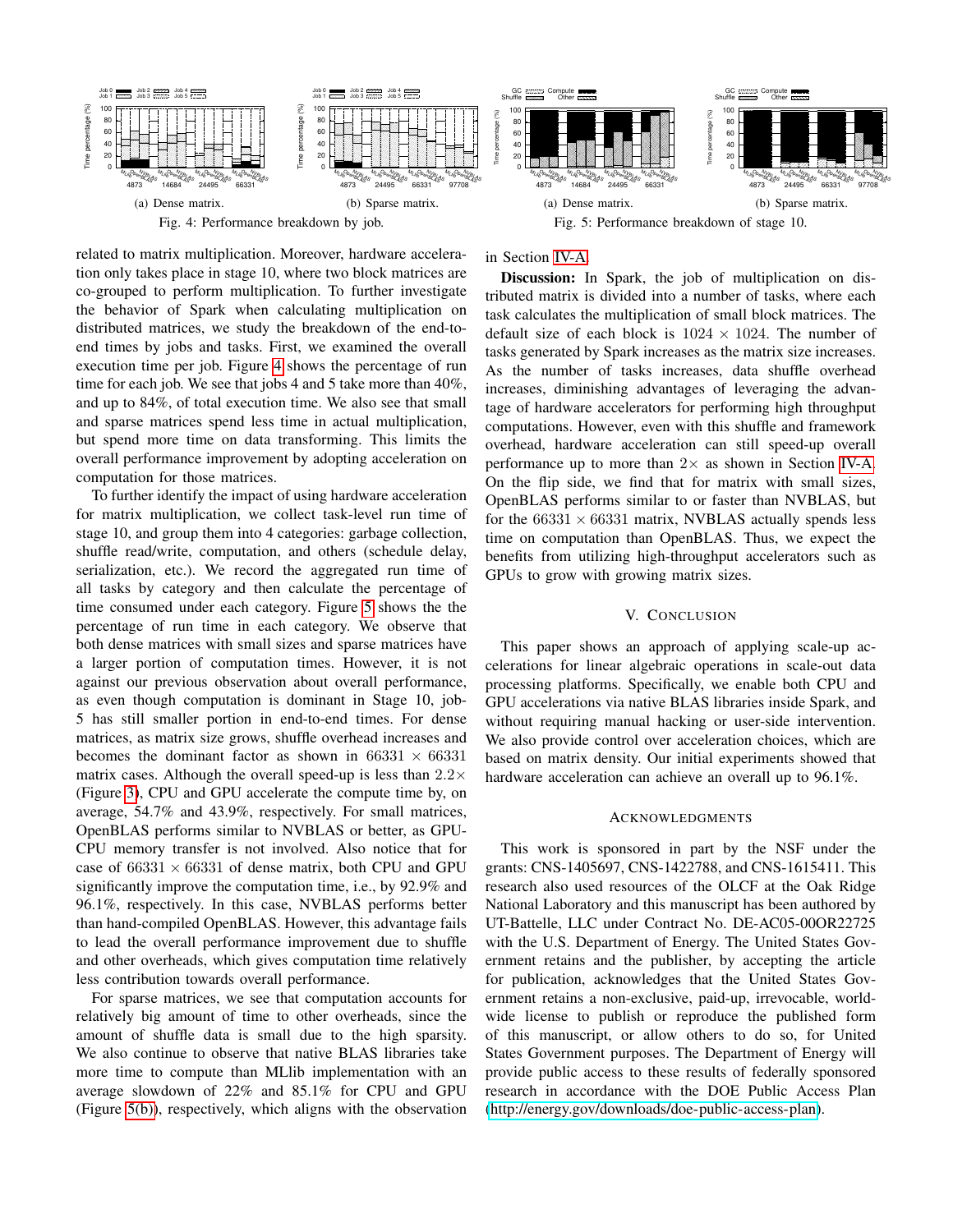(a) Dense matrix.

(b) Sparse matrix.

Fig. 4: Performance breakdown by job.

(a) Dense matrix.

(b) Sparse matrix.

Fig. 5: Performance breakdown of stage 10.

related to matrix multiplication. Moreover, hardware acceleration only takes place in stage 10, where two block matrices are co-grouped to perform multiplication. To further investigate the behavior of Spark when calculating multiplication on distributed matrices, we study the breakdown of the end-to-end times by jobs and tasks. First, we examined the overall execution time per job. Figure 4 shows the percentage of run time for each job. We see that jobs 4 and 5 take more than 40%, and up to 84%, of total execution time. We also see that small and sparse matrices spend less time in actual multiplication, but spend more time on data transforming. This limits the overall performance improvement by adopting acceleration on computation for those matrices.

To further identify the impact of using hardware acceleration for matrix multiplication, we collect task-level run time of stage 10, and group them into 4 categories: garbage collection, shuffle read/write, computation, and others (schedule delay, serialization, etc.). We record the aggregated run time of all tasks by category and then calculate the percentage of time consumed under each category. Figure 5 shows the the percentage of run time in each category. We observe that both dense matrices with small sizes and sparse matrices have a larger portion of computation times. However, it is not against our previous observation about overall performance, as even though computation is dominant in Stage 10, job-5 has still smaller portion in end-to-end times. For dense matrices, as matrix size grows, shuffle overhead increases and becomes the dominant factor as shown in $66331 \times 66331$ matrix cases. Although the overall speed-up is less than $2.2\times$ (Figure 3), CPU and GPU accelerate the compute time by, on average, 54.7% and 43.9%, respectively. For small matrices, OpenBLAS performs similar to NVBLAS or better, as GPU-CPU memory transfer is not involved. Also notice that for case of $66331 \times 66331$ of dense matrix, both CPU and GPU significantly improve the computation time, i.e., by 92.9% and 96.1%, respectively. In this case, NVBLAS performs better than hand-compiled OpenBLAS. However, this advantage fails to lead the overall performance improvement due to shuffle and other overheads, which gives computation time relatively less contribution towards overall performance.

For sparse matrices, we see that computation accounts for relatively big amount of time to other overheads, since the amount of shuffle data is small due to the high sparsity. We also continue to observe that native BLAS libraries take more time to compute than MLlib implementation with an average slowdown of 22% and 85.1% for CPU and GPU (Figure 5(b)), respectively, which aligns with the observation in Section IV-A.

**Discussion:** In Spark, the job of multiplication on distributed matrix is divided into a number of tasks, where each task calculates the multiplication of small block matrices. The default size of each block is $1024 \times 1024$. The number of tasks generated by Spark increases as the matrix size increases. As the number of tasks increases, data shuffle overhead increases, diminishing advantages of leveraging the advantage of hardware accelerators for performing high throughput computations. However, even with this shuffle and framework overhead, hardware acceleration can still speed-up overall performance up to more than $2\times$ as shown in Section IV-A. On the flip side, we find that for matrix with small sizes, OpenBLAS performs similar to or faster than NVBLAS, but for the $66331 \times 66331$ matrix, NVBLAS actually spends less time on computation than OpenBLAS. Thus, we expect the benefits from utilizing high-throughput accelerators such as GPUs to grow with growing matrix sizes.

## V. Conclusion

This paper shows an approach of applying scale-up accelerations for linear algebraic operations in scale-out data processing platforms. Specifically, we enable both CPU and GPU accelerations via native BLAS libraries inside Spark, and without requiring manual hacking or user-side intervention. We also provide control over acceleration choices, which are based on matrix density. Our initial experiments showed that hardware acceleration can achieve an overall up to 96.1%.

## Acknowledgments

This work is sponsored in part by the NSF under the grants: CNS-1405697, CNS-1422788, and CNS-1615411. This research also used resources of the OLCF at the Oak Ridge National Laboratory and this manuscript has been authored by UT-Battelle, LLC under Contract No. DE-AC05-00OR22725 with the U.S. Department of Energy. The United States Government retains and the publisher, by accepting the article for publication, acknowledges that the United States Government retains a non-exclusive, paid-up, irrevocable, world-wide license to publish or reproduce the published form of this manuscript, or allow others to do so, for United States Government purposes. The Department of Energy will provide public access to these results of federally sponsored research in accordance with the DOE Public Access Plan (http://energy.gov/downloads/doe-public-access-plan).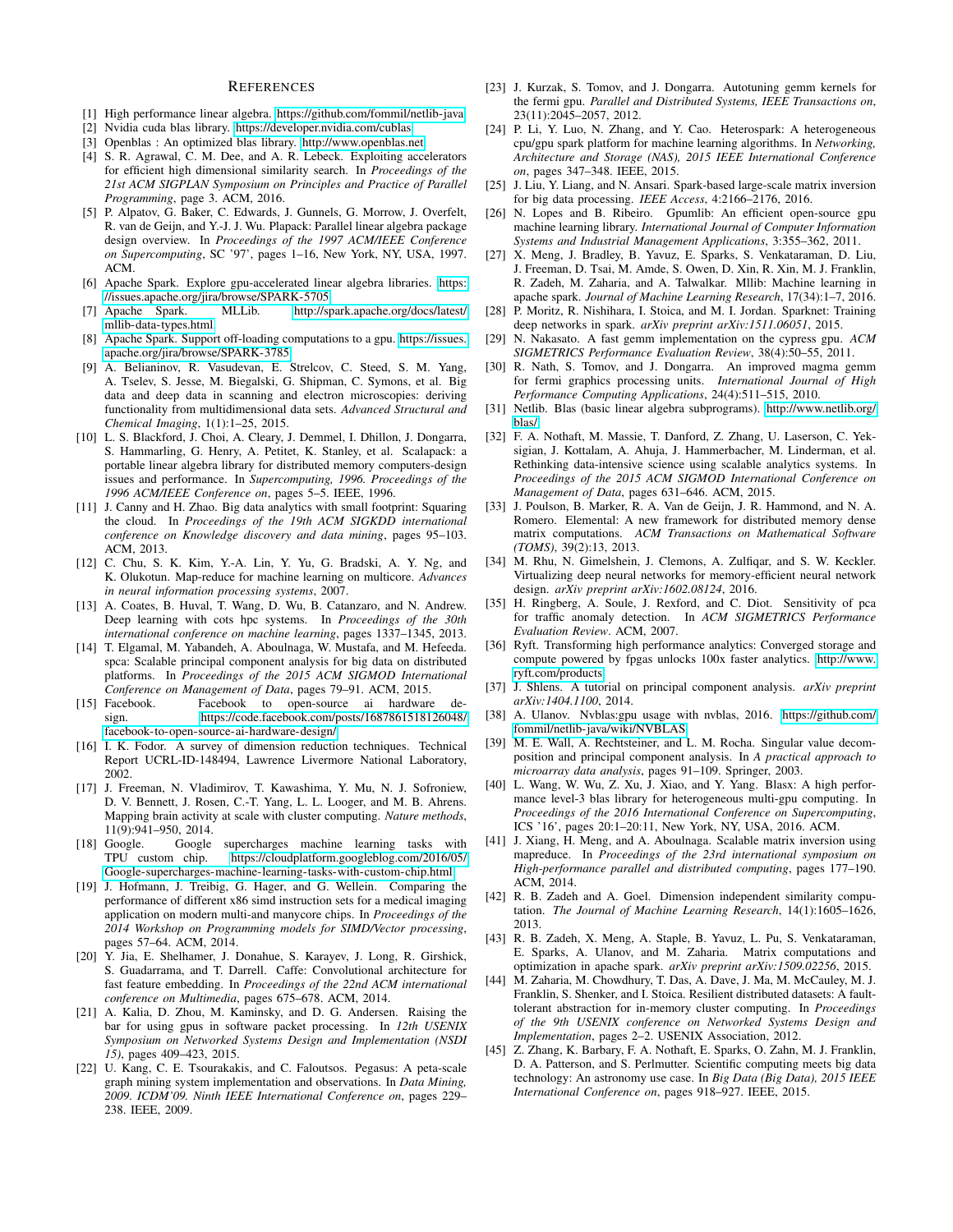## REFERENCES

[1] High performance linear algebra. https://github.com/fommil/netlib-java.

[2] Nvidia cuda blas library. https://developer.nvidia.com/cublas.

[3] Openblas : An optimized blas library. http://www.openblas.net.

[4] S. R. Agrawal, C. M. Dee, and A. R. Lebeck. Exploiting accelerators for efficient high dimensional similarity search. In *Proceedings of the 21st ACM SIGPLAN Symposium on Principles and Practice of Parallel Programming*, page 3. ACM, 2016.

[5] P. Alpatov, G. Baker, C. Edwards, J. Gunnels, G. Morrow, J. Overfelt, R. van de Geijn, and Y.-J. J. Wu. Plapack: Parallel linear algebra package design overview. In *Proceedings of the 1997 ACM/IEEE Conference on Supercomputing*, SC '97', pages 1–16, New York, NY, USA, 1997. ACM.

[6] Apache Spark. Explore gpu-accelerated linear algebra libraries. https://issues.apache.org/jira/browse/SPARK-5705.

[7] Apache Spark. MLLib. http://spark.apache.org/docs/latest/mllib-data-types.html.

[8] Apache Spark. Support off-loading computations to a gpu. https://issues.apache.org/jira/browse/SPARK-3785.

[9] A. Belianinov, R. Vasudevan, E. Strelcov, C. Steed, S. M. Yang, A. Tselev, S. Jesse, M. Biegalski, G. Shipman, C. Symons, et al. Big data and deep data in scanning and electron microscopies: deriving functionality from multidimensional data sets. *Advanced Structural and Chemical Imaging*, 1(1):1–25, 2015.

[10] L. S. Blackford, J. Choi, A. Cleary, J. Demmel, I. Dhillon, J. Dongarra, S. Hammarling, G. Henry, A. Petitet, K. Stanley, et al. Scalapack: a portable linear algebra library for distributed memory computers-design issues and performance. In *Supercomputing, 1996. Proceedings of the 1996 ACM/IEEE Conference on*, pages 5–5. IEEE, 1996.

[11] J. Canny and H. Zhao. Big data analytics with small footprint: Squaring the cloud. In *Proceedings of the 19th ACM SIGKDD international conference on Knowledge discovery and data mining*, pages 95–103. ACM, 2013.

[12] C. Chu, S. K. Kim, Y.-A. Lin, Y. Yu, G. Bradski, A. Y. Ng, and K. Olukotun. Map-reduce for machine learning on multicore. *Advances in neural information processing systems*, 2007.

[13] A. Coates, B. Huval, T. Wang, D. Wu, B. Catanzaro, and N. Andrew. Deep learning with cots hpc systems. In *Proceedings of the 30th international conference on machine learning*, pages 1337–1345, 2013.

[14] T. Elgamal, M. Yabandeh, A. Aboulnaga, W. Mustafa, and M. Hefeeda. spca: Scalable principal component analysis for big data on distributed platforms. In *Proceedings of the 2015 ACM SIGMOD International Conference on Management of Data*, pages 79–91. ACM, 2015.

[15] Facebook. Facebook to open-source ai hardware design. https://code.facebook.com/posts/1687861518126048/facebook-to-open-source-ai-hardware-design/.

[16] I. K. Fodor. A survey of dimension reduction techniques. Technical Report UCRL-ID-148494, Lawrence Livermore National Laboratory, 2002.

[17] J. Freeman, N. Vladimirov, T. Kawashima, Y. Mu, N. J. Sofroniew, D. V. Bennett, J. Rosen, C.-T. Yang, L. L. Looger, and M. B. Ahrens. Mapping brain activity at scale with cluster computing. *Nature methods*, 11(9):941–950, 2014.

[18] Google. Google supercharges machine learning tasks with TPU custom chip. https://cloudplatform.googleblog.com/2016/05/Google-supercharges-machine-learning-tasks-with-custom-chip.html.

[19] J. Hofmann, J. Treibig, G. Hager, and G. Wellein. Comparing the performance of different x86 simd instruction sets for a medical imaging application on modern multi-and manycore chips. In *Proceedings of the 2014 Workshop on Programming models for SIMD/Vector processing*, pages 57–64. ACM, 2014.

[20] Y. Jia, E. Shelhamer, J. Donahue, S. Karayev, J. Long, R. Girshick, S. Guadarrama, and T. Darrell. Caffe: Convolutional architecture for fast feature embedding. In *Proceedings of the 22nd ACM international conference on Multimedia*, pages 675–678. ACM, 2014.

[21] A. Kalia, D. Zhou, M. Kaminsky, and D. G. Andersen. Raising the bar for using gpus in software packet processing. In *12th USENIX Symposium on Networked Systems Design and Implementation (NSDI 15)*, pages 409–423, 2015.

[22] U. Kang, C. E. Tsourakakis, and C. Faloutsos. Pegasus: A peta-scale graph mining system implementation and observations. In *Data Mining, 2009. ICDM'09. Ninth IEEE International Conference on*, pages 229–238. IEEE, 2009.

[23] J. Kurzak, S. Tomov, and J. Dongarra. Autotuning gemm kernels for the fermi gpu. *Parallel and Distributed Systems, IEEE Transactions on*, 23(11):2045–2057, 2012.

[24] P. Li, Y. Luo, N. Zhang, and Y. Cao. Heterospark: A heterogeneous cpu/gpu spark platform for machine learning algorithms. In *Networking, Architecture and Storage (NAS), 2015 IEEE International Conference on*, pages 347–348. IEEE, 2015.

[25] J. Liu, Y. Liang, and N. Ansari. Spark-based large-scale matrix inversion for big data processing. *IEEE Access*, 4:2166–2176, 2016.

[26] N. Lopes and B. Ribeiro. Gpumlib: An efficient open-source gpu machine learning library. *International Journal of Computer Information Systems and Industrial Management Applications*, 3:355–362, 2011.

[27] X. Meng, J. Bradley, B. Yavuz, E. Sparks, S. Venkataraman, D. Liu, J. Freeman, D. Tsai, M. Amde, S. Owen, D. Xin, R. Xin, M. J. Franklin, R. Zadeh, M. Zaharia, and A. Talwalkar. Mllib: Machine learning in apache spark. *Journal of Machine Learning Research*, 17(34):1–7, 2016.

[28] P. Moritz, R. Nishihara, I. Stoica, and M. I. Jordan. Sparknet: Training deep networks in spark. *arXiv preprint arXiv:1511.06051*, 2015.

[29] N. Nakasato. A fast gemm implementation on the cypress gpu. *ACM SIGMETRICS Performance Evaluation Review*, 38(4):50–55, 2011.

[30] R. Nath, S. Tomov, and J. Dongarra. An improved magma gemm for fermi graphics processing units. *International Journal of High Performance Computing Applications*, 24(4):511–515, 2010.

[31] Netlib. Blas (basic linear algebra subprograms). http://www.netlib.org/blas/.

[32] F. A. Nothaft, M. Massie, T. Danford, Z. Zhang, U. Laserson, C. Yeksigian, J. Kottalam, A. Ahuja, J. Hammerbacher, M. Linderman, et al. Rethinking data-intensive science using scalable analytics systems. In *Proceedings of the 2015 ACM SIGMOD International Conference on Management of Data*, pages 631–646. ACM, 2015.

[33] J. Poulson, B. Marker, R. A. Van de Geijn, J. R. Hammond, and N. A. Romero. Elemental: A new framework for distributed memory dense matrix computations. *ACM Transactions on Mathematical Software (TOMS)*, 39(2):13, 2013.

[34] M. Rhu, N. Gimelshein, J. Clemons, A. Zulfiqar, and S. W. Keckler. Virtualizing deep neural networks for memory-efficient neural network design. *arXiv preprint arXiv:1602.08124*, 2016.

[35] H. Ringberg, A. Soule, J. Rexford, and C. Diot. Sensitivity of pca for traffic anomaly detection. In *ACM SIGMETRICS Performance Evaluation Review*. ACM, 2007.

[36] Ryft. Transforming high performance analytics: Converged storage and compute powered by fpgas unlocks 100x faster analytics. http://www.ryft.com/products.

[37] J. Shlens. A tutorial on principal component analysis. *arXiv preprint arXiv:1404.1100*, 2014.

[38] A. Ulanov. Nvblas:gpu usage with nvblas, 2016. https://github.com/fommil/netlib-java/wiki/NVBLAS.

[39] M. E. Wall, A. Rechtsteiner, and L. M. Rocha. Singular value decomposition and principal component analysis. In *A practical approach to microarray data analysis*, pages 91–109. Springer, 2003.

[40] L. Wang, W. Wu, Z. Xu, J. Xiao, and Y. Yang. Blasx: A high performance level-3 blas library for heterogeneous multi-gpu computing. In *Proceedings of the 2016 International Conference on Supercomputing*, ICS '16', pages 20:1–20:11, New York, NY, USA, 2016. ACM.

[41] J. Xiang, H. Meng, and A. Aboulnaga. Scalable matrix inversion using mapreduce. In *Proceedings of the 23rd international symposium on High-performance parallel and distributed computing*, pages 177–190. ACM, 2014.

[42] R. B. Zadeh and A. Goel. Dimension independent similarity computation. *The Journal of Machine Learning Research*, 14(1):1605–1626, 2013.

[43] R. B. Zadeh, X. Meng, A. Staple, B. Yavuz, L. Pu, S. Venkataraman, E. Sparks, A. Ulanov, and M. Zaharia. Matrix computations and optimization in apache spark. *arXiv preprint arXiv:1509.02256*, 2015.

[44] M. Zaharia, M. Chowdhury, T. Das, A. Dave, J. Ma, M. McCauley, M. J. Franklin, S. Shenker, and I. Stoica. Resilient distributed datasets: A fault-tolerant abstraction for in-memory cluster computing. In *Proceedings of the 9th USENIX conference on Networked Systems Design and Implementation*, pages 2–2. USENIX Association, 2012.

[45] Z. Zhang, K. Barbary, F. A. Nothaft, E. Sparks, O. Zahn, M. J. Franklin, D. A. Patterson, and S. Perlmutter. Scientific computing meets big data technology: An astronomy use case. In *Big Data (Big Data), 2015 IEEE International Conference on*, pages 918–927. IEEE, 2015.